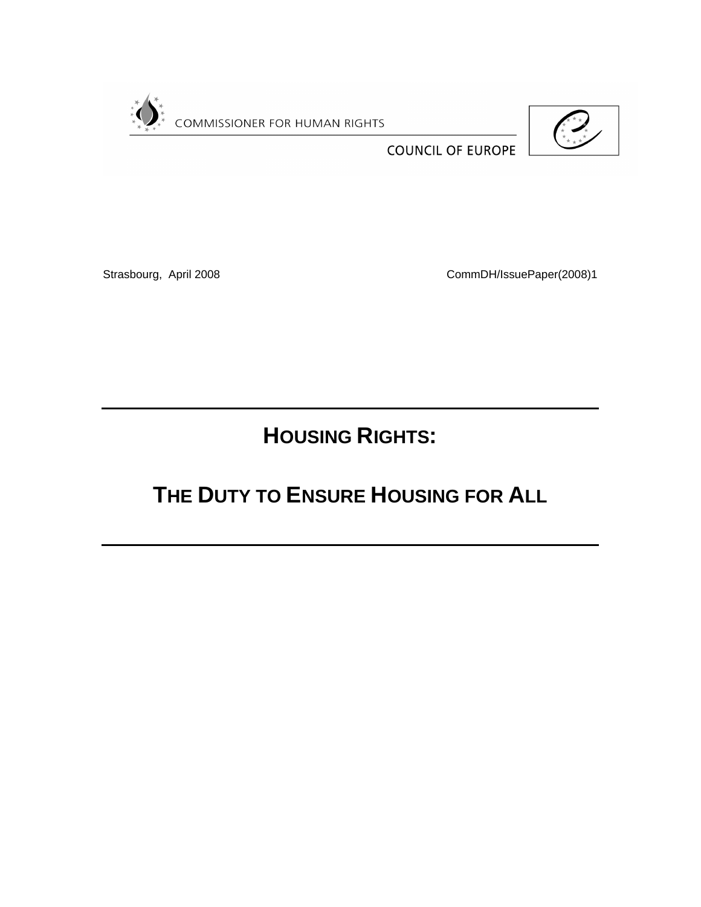COMMISSIONER FOR HUMAN RIGHTS

COUNCIL OF EUROPE

Strasbourg, April 2008 CommDH/IssuePaper(2008)1

# HOUSING RIGHTS:

# THE DUTY TO ENSURE HOUSING FOR ALL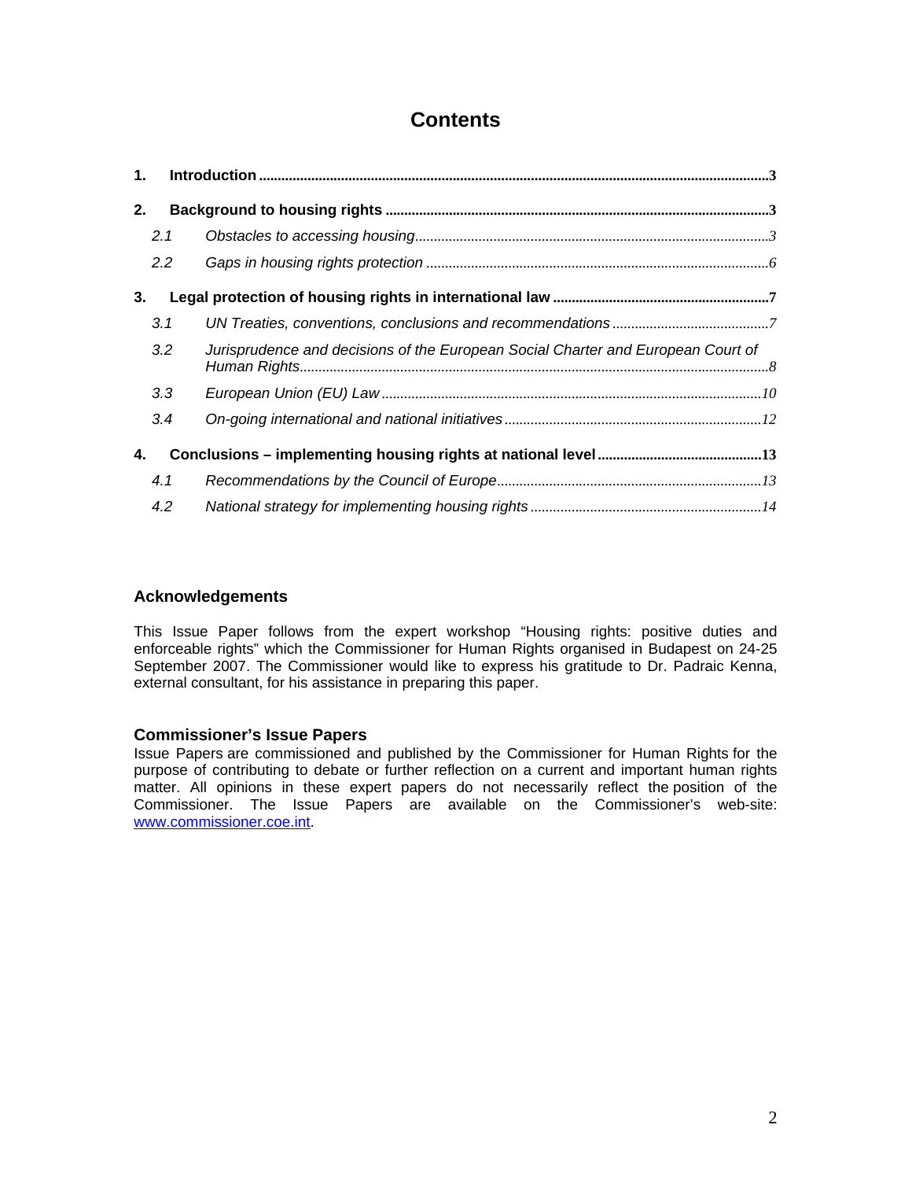# Contents

1. **Introduction** ......3
2. **Background to housing rights** ......3
   - 2.1 *Obstacles to accessing housing* ......3
   - 2.2 *Gaps in housing rights protection* ......6
3. **Legal protection of housing rights in international law** ......7
   - 3.1 *UN Treaties, conventions, conclusions and recommendations* ......7
   - 3.2 *Jurisprudence and decisions of the European Social Charter and European Court of Human Rights* ......8
   - 3.3 *European Union (EU) Law* ......10
   - 3.4 *On-going international and national initiatives* ......12
4. **Conclusions – implementing housing rights at national level** ......13
   - 4.1 *Recommendations by the Council of Europe* ......13
   - 4.2 *National strategy for implementing housing rights* ......14

## Acknowledgements

This Issue Paper follows from the expert workshop "Housing rights: positive duties and enforceable rights" which the Commissioner for Human Rights organised in Budapest on 24-25 September 2007. The Commissioner would like to express his gratitude to Dr. Padraic Kenna, external consultant, for his assistance in preparing this paper.

## Commissioner's Issue Papers

Issue Papers are commissioned and published by the Commissioner for Human Rights for the purpose of contributing to debate or further reflection on a current and important human rights matter. All opinions in these expert papers do not necessarily reflect the position of the Commissioner. The Issue Papers are available on the Commissioner's web-site: www.commissioner.coe.int.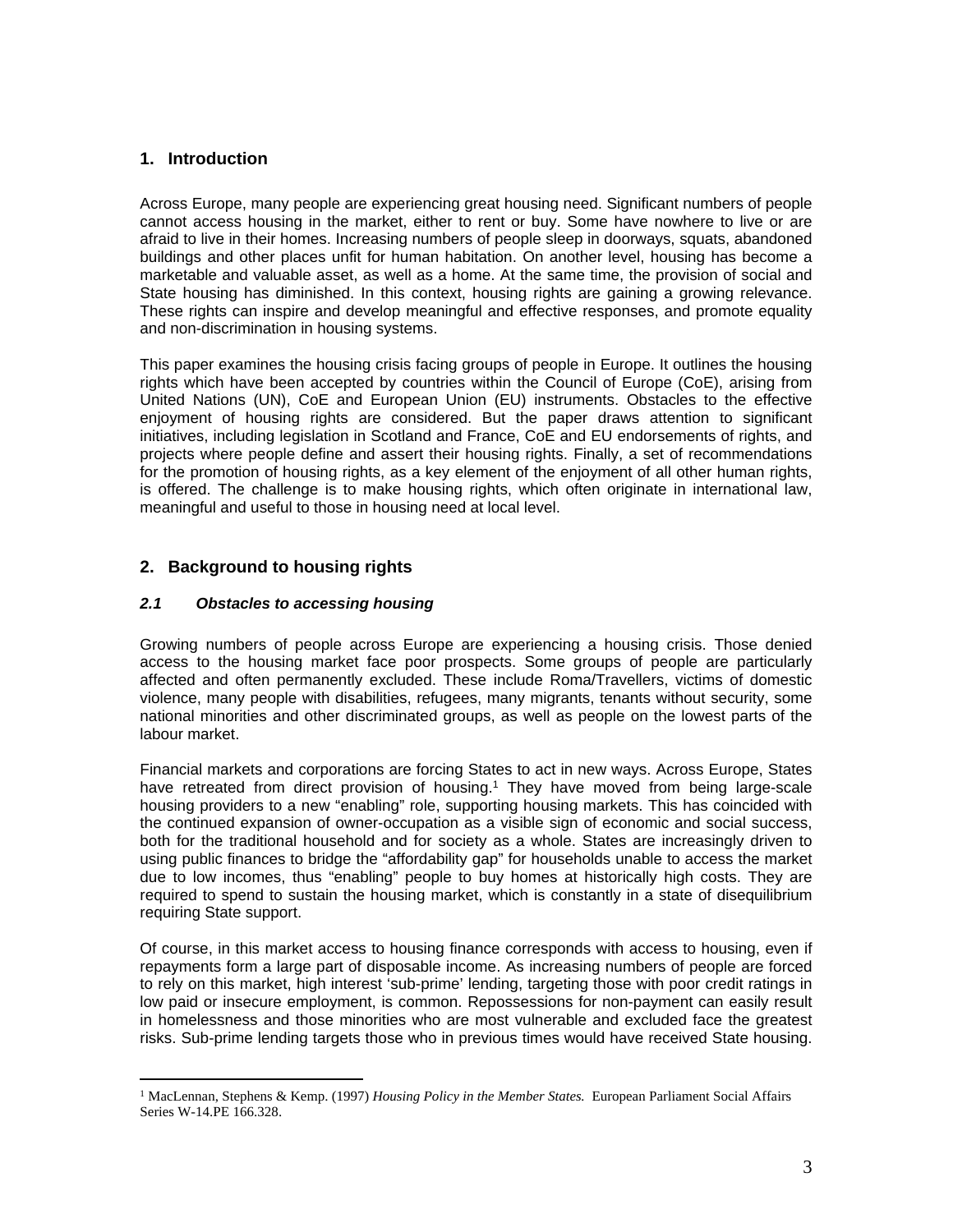## 1. Introduction

Across Europe, many people are experiencing great housing need. Significant numbers of people cannot access housing in the market, either to rent or buy. Some have nowhere to live or are afraid to live in their homes. Increasing numbers of people sleep in doorways, squats, abandoned buildings and other places unfit for human habitation. On another level, housing has become a marketable and valuable asset, as well as a home. At the same time, the provision of social and State housing has diminished. In this context, housing rights are gaining a growing relevance. These rights can inspire and develop meaningful and effective responses, and promote equality and non-discrimination in housing systems.

This paper examines the housing crisis facing groups of people in Europe. It outlines the housing rights which have been accepted by countries within the Council of Europe (CoE), arising from United Nations (UN), CoE and European Union (EU) instruments. Obstacles to the effective enjoyment of housing rights are considered. But the paper draws attention to significant initiatives, including legislation in Scotland and France, CoE and EU endorsements of rights, and projects where people define and assert their housing rights. Finally, a set of recommendations for the promotion of housing rights, as a key element of the enjoyment of all other human rights, is offered. The challenge is to make housing rights, which often originate in international law, meaningful and useful to those in housing need at local level.

## 2. Background to housing rights

### *2.1 Obstacles to accessing housing*

Growing numbers of people across Europe are experiencing a housing crisis. Those denied access to the housing market face poor prospects. Some groups of people are particularly affected and often permanently excluded. These include Roma/Travellers, victims of domestic violence, many people with disabilities, refugees, many migrants, tenants without security, some national minorities and other discriminated groups, as well as people on the lowest parts of the labour market.

Financial markets and corporations are forcing States to act in new ways. Across Europe, States have retreated from direct provision of housing.[1] They have moved from being large-scale housing providers to a new "enabling" role, supporting housing markets. This has coincided with the continued expansion of owner-occupation as a visible sign of economic and social success, both for the traditional household and for society as a whole. States are increasingly driven to using public finances to bridge the "affordability gap" for households unable to access the market due to low incomes, thus "enabling" people to buy homes at historically high costs. They are required to spend to sustain the housing market, which is constantly in a state of disequilibrium requiring State support.

Of course, in this market access to housing finance corresponds with access to housing, even if repayments form a large part of disposable income. As increasing numbers of people are forced to rely on this market, high interest 'sub-prime' lending, targeting those with poor credit ratings in low paid or insecure employment, is common. Repossessions for non-payment can easily result in homelessness and those minorities who are most vulnerable and excluded face the greatest risks. Sub-prime lending targets those who in previous times would have received State housing.

---

[1] MacLennan, Stephens & Kemp. (1997) *Housing Policy in the Member States.* European Parliament Social Affairs Series W-14.PE 166.328.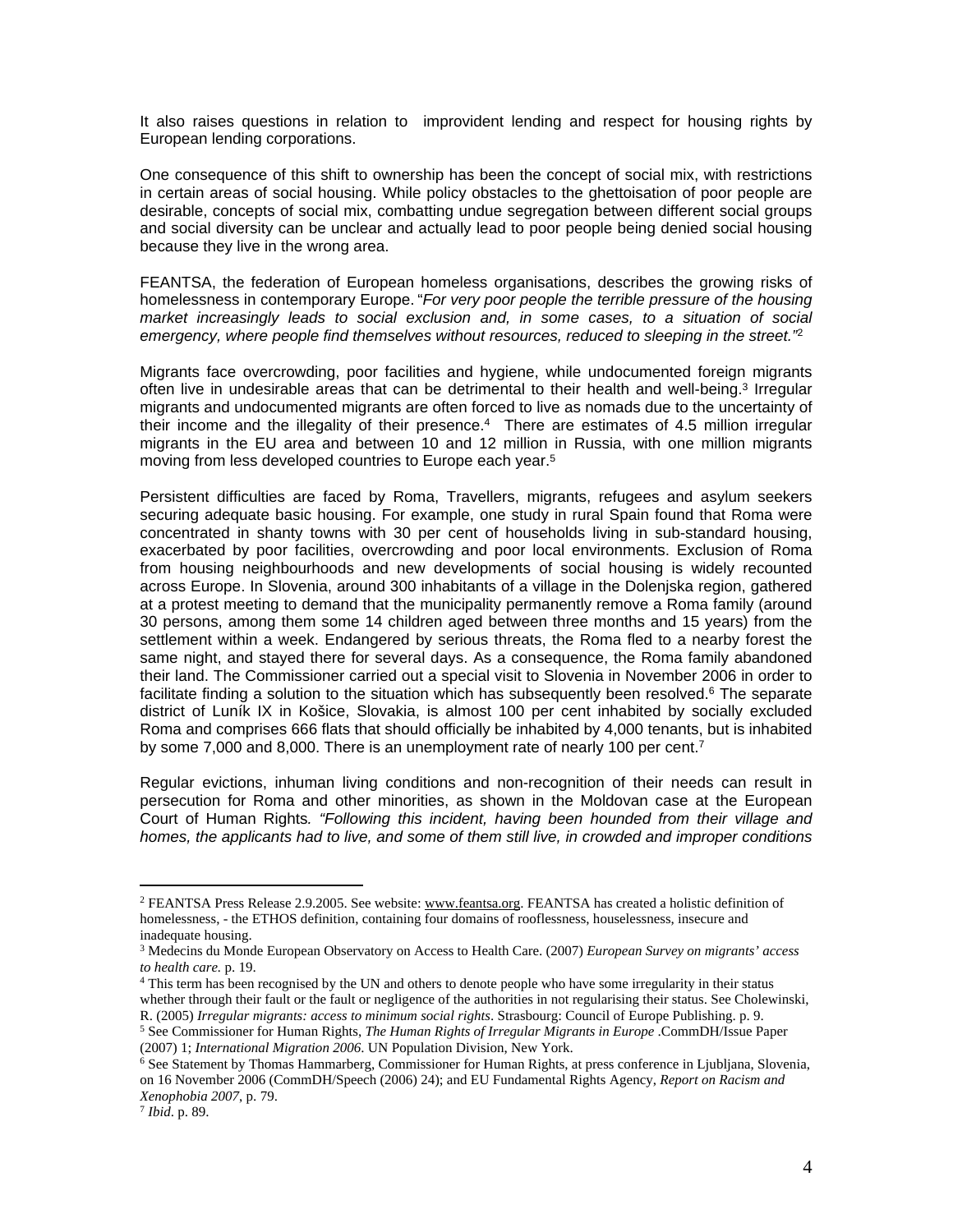It also raises questions in relation to improvident lending and respect for housing rights by European lending corporations.

One consequence of this shift to ownership has been the concept of social mix, with restrictions in certain areas of social housing. While policy obstacles to the ghettoisation of poor people are desirable, concepts of social mix, combatting undue segregation between different social groups and social diversity can be unclear and actually lead to poor people being denied social housing because they live in the wrong area.

FEANTSA, the federation of European homeless organisations, describes the growing risks of homelessness in contemporary Europe. "*For very poor people the terrible pressure of the housing market increasingly leads to social exclusion and, in some cases, to a situation of social emergency, where people find themselves without resources, reduced to sleeping in the street."*[2]

Migrants face overcrowding, poor facilities and hygiene, while undocumented foreign migrants often live in undesirable areas that can be detrimental to their health and well-being.[3] Irregular migrants and undocumented migrants are often forced to live as nomads due to the uncertainty of their income and the illegality of their presence.[4] There are estimates of 4.5 million irregular migrants in the EU area and between 10 and 12 million in Russia, with one million migrants moving from less developed countries to Europe each year.[5]

Persistent difficulties are faced by Roma, Travellers, migrants, refugees and asylum seekers securing adequate basic housing. For example, one study in rural Spain found that Roma were concentrated in shanty towns with 30 per cent of households living in sub-standard housing, exacerbated by poor facilities, overcrowding and poor local environments. Exclusion of Roma from housing neighbourhoods and new developments of social housing is widely recounted across Europe. In Slovenia, around 300 inhabitants of a village in the Dolenjska region, gathered at a protest meeting to demand that the municipality permanently remove a Roma family (around 30 persons, among them some 14 children aged between three months and 15 years) from the settlement within a week. Endangered by serious threats, the Roma fled to a nearby forest the same night, and stayed there for several days. As a consequence, the Roma family abandoned their land. The Commissioner carried out a special visit to Slovenia in November 2006 in order to facilitate finding a solution to the situation which has subsequently been resolved.[6] The separate district of Luník IX in Košice, Slovakia, is almost 100 per cent inhabited by socially excluded Roma and comprises 666 flats that should officially be inhabited by 4,000 tenants, but is inhabited by some 7,000 and 8,000. There is an unemployment rate of nearly 100 per cent.[7]

Regular evictions, inhuman living conditions and non-recognition of their needs can result in persecution for Roma and other minorities, as shown in the Moldovan case at the European Court of Human Rights*. "Following this incident, having been hounded from their village and homes, the applicants had to live, and some of them still live, in crowded and improper conditions*

---

[2] FEANTSA Press Release 2.9.2005. See website: www.feantsa.org. FEANTSA has created a holistic definition of homelessness, - the ETHOS definition, containing four domains of rooflessness, houselessness, insecure and inadequate housing.

[3] Medecins du Monde European Observatory on Access to Health Care. (2007) *European Survey on migrants' access to health care.* p. 19.

[4] This term has been recognised by the UN and others to denote people who have some irregularity in their status whether through their fault or the fault or negligence of the authorities in not regularising their status. See Cholewinski, R. (2005) *Irregular migrants: access to minimum social rights*. Strasbourg: Council of Europe Publishing. p. 9.

[5] See Commissioner for Human Rights, *The Human Rights of Irregular Migrants in Europe* .CommDH/Issue Paper (2007) 1; *International Migration 2006*. UN Population Division, New York.

[6] See Statement by Thomas Hammarberg, Commissioner for Human Rights, at press conference in Ljubljana, Slovenia, on 16 November 2006 (CommDH/Speech (2006) 24); and EU Fundamental Rights Agency, *Report on Racism and Xenophobia 2007*, p. 79.

[7] *Ibid*. p. 89.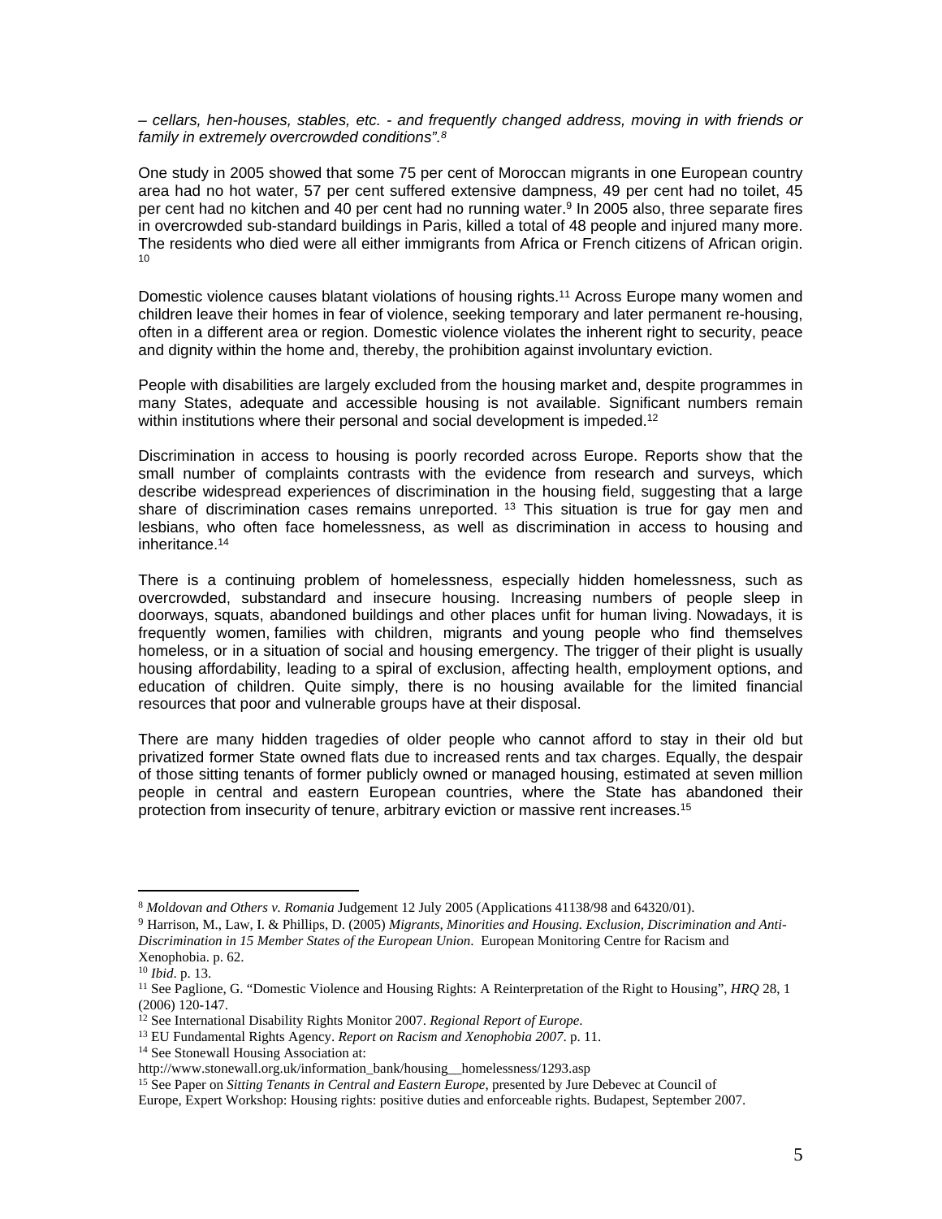*– cellars, hen-houses, stables, etc. - and frequently changed address, moving in with friends or family in extremely overcrowded conditions".*[8]

One study in 2005 showed that some 75 per cent of Moroccan migrants in one European country area had no hot water, 57 per cent suffered extensive dampness, 49 per cent had no toilet, 45 per cent had no kitchen and 40 per cent had no running water.[9] In 2005 also, three separate fires in overcrowded sub-standard buildings in Paris, killed a total of 48 people and injured many more. The residents who died were all either immigrants from Africa or French citizens of African origin.[10]

Domestic violence causes blatant violations of housing rights.[11] Across Europe many women and children leave their homes in fear of violence, seeking temporary and later permanent re-housing, often in a different area or region. Domestic violence violates the inherent right to security, peace and dignity within the home and, thereby, the prohibition against involuntary eviction.

People with disabilities are largely excluded from the housing market and, despite programmes in many States, adequate and accessible housing is not available. Significant numbers remain within institutions where their personal and social development is impeded.[12]

Discrimination in access to housing is poorly recorded across Europe. Reports show that the small number of complaints contrasts with the evidence from research and surveys, which describe widespread experiences of discrimination in the housing field, suggesting that a large share of discrimination cases remains unreported.[13] This situation is true for gay men and lesbians, who often face homelessness, as well as discrimination in access to housing and inheritance.[14]

There is a continuing problem of homelessness, especially hidden homelessness, such as overcrowded, substandard and insecure housing. Increasing numbers of people sleep in doorways, squats, abandoned buildings and other places unfit for human living. Nowadays, it is frequently women, families with children, migrants and young people who find themselves homeless, or in a situation of social and housing emergency. The trigger of their plight is usually housing affordability, leading to a spiral of exclusion, affecting health, employment options, and education of children. Quite simply, there is no housing available for the limited financial resources that poor and vulnerable groups have at their disposal.

There are many hidden tragedies of older people who cannot afford to stay in their old but privatized former State owned flats due to increased rents and tax charges. Equally, the despair of those sitting tenants of former publicly owned or managed housing, estimated at seven million people in central and eastern European countries, where the State has abandoned their protection from insecurity of tenure, arbitrary eviction or massive rent increases.[15]

---

[8] *Moldovan and Others v. Romania* Judgement 12 July 2005 (Applications 41138/98 and 64320/01).

[9] Harrison, M., Law, I. & Phillips, D. (2005) *Migrants, Minorities and Housing. Exclusion, Discrimination and Anti-Discrimination in 15 Member States of the European Union*. European Monitoring Centre for Racism and Xenophobia. p. 62.

[10] *Ibid*. p. 13.

[11] See Paglione, G. "Domestic Violence and Housing Rights: A Reinterpretation of the Right to Housing", *HRQ* 28, 1 (2006) 120-147.

[12] See International Disability Rights Monitor 2007. *Regional Report of Europe*.

[13] EU Fundamental Rights Agency. *Report on Racism and Xenophobia 2007*. p. 11.

[14] See Stonewall Housing Association at: http://www.stonewall.org.uk/information_bank/housing__homelessness/1293.asp

[15] See Paper on *Sitting Tenants in Central and Eastern Europe*, presented by Jure Debevec at Council of Europe, Expert Workshop: Housing rights: positive duties and enforceable rights. Budapest, September 2007.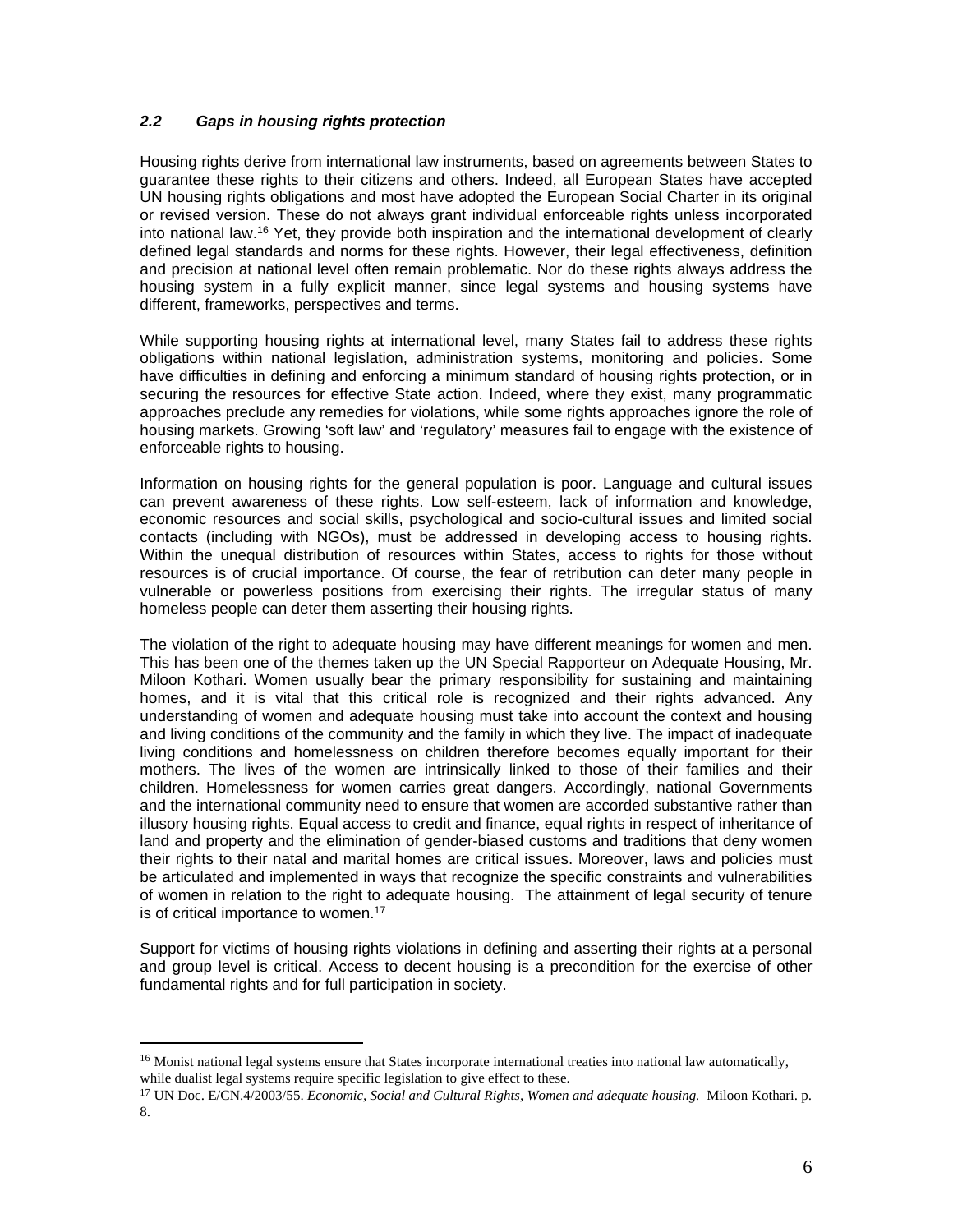### *2.2 Gaps in housing rights protection*

Housing rights derive from international law instruments, based on agreements between States to guarantee these rights to their citizens and others. Indeed, all European States have accepted UN housing rights obligations and most have adopted the European Social Charter in its original or revised version. These do not always grant individual enforceable rights unless incorporated into national law.[16] Yet, they provide both inspiration and the international development of clearly defined legal standards and norms for these rights. However, their legal effectiveness, definition and precision at national level often remain problematic. Nor do these rights always address the housing system in a fully explicit manner, since legal systems and housing systems have different, frameworks, perspectives and terms.

While supporting housing rights at international level, many States fail to address these rights obligations within national legislation, administration systems, monitoring and policies. Some have difficulties in defining and enforcing a minimum standard of housing rights protection, or in securing the resources for effective State action. Indeed, where they exist, many programmatic approaches preclude any remedies for violations, while some rights approaches ignore the role of housing markets. Growing 'soft law' and 'regulatory' measures fail to engage with the existence of enforceable rights to housing.

Information on housing rights for the general population is poor. Language and cultural issues can prevent awareness of these rights. Low self-esteem, lack of information and knowledge, economic resources and social skills, psychological and socio-cultural issues and limited social contacts (including with NGOs), must be addressed in developing access to housing rights. Within the unequal distribution of resources within States, access to rights for those without resources is of crucial importance. Of course, the fear of retribution can deter many people in vulnerable or powerless positions from exercising their rights. The irregular status of many homeless people can deter them asserting their housing rights.

The violation of the right to adequate housing may have different meanings for women and men. This has been one of the themes taken up the UN Special Rapporteur on Adequate Housing, Mr. Miloon Kothari. Women usually bear the primary responsibility for sustaining and maintaining homes, and it is vital that this critical role is recognized and their rights advanced. Any understanding of women and adequate housing must take into account the context and housing and living conditions of the community and the family in which they live. The impact of inadequate living conditions and homelessness on children therefore becomes equally important for their mothers. The lives of the women are intrinsically linked to those of their families and their children. Homelessness for women carries great dangers. Accordingly, national Governments and the international community need to ensure that women are accorded substantive rather than illusory housing rights. Equal access to credit and finance, equal rights in respect of inheritance of land and property and the elimination of gender-biased customs and traditions that deny women their rights to their natal and marital homes are critical issues. Moreover, laws and policies must be articulated and implemented in ways that recognize the specific constraints and vulnerabilities of women in relation to the right to adequate housing. The attainment of legal security of tenure is of critical importance to women.[17]

Support for victims of housing rights violations in defining and asserting their rights at a personal and group level is critical. Access to decent housing is a precondition for the exercise of other fundamental rights and for full participation in society.

---

[16] Monist national legal systems ensure that States incorporate international treaties into national law automatically, while dualist legal systems require specific legislation to give effect to these.

[17] UN Doc. E/CN.4/2003/55. *Economic, Social and Cultural Rights, Women and adequate housing.* Miloon Kothari. p. 8.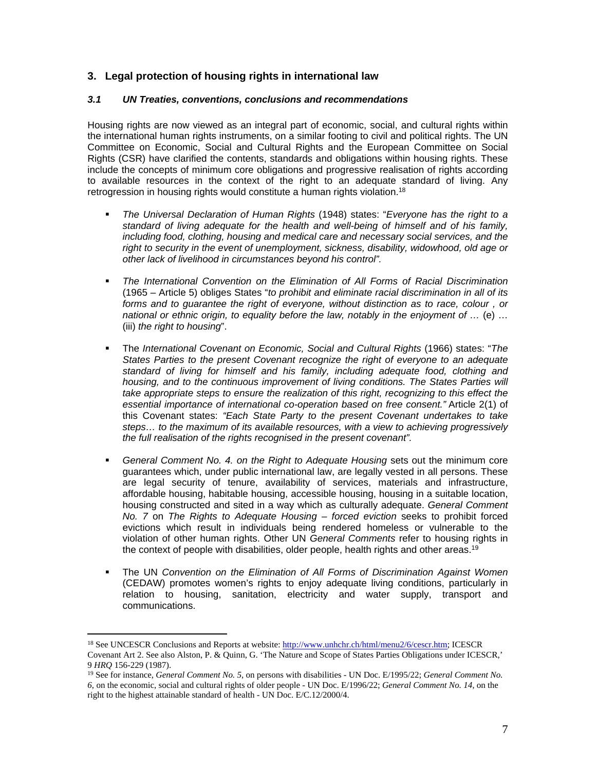## 3. Legal protection of housing rights in international law

### *3.1 UN Treaties, conventions, conclusions and recommendations*

Housing rights are now viewed as an integral part of economic, social, and cultural rights within the international human rights instruments, on a similar footing to civil and political rights. The UN Committee on Economic, Social and Cultural Rights and the European Committee on Social Rights (CSR) have clarified the contents, standards and obligations within housing rights. These include the concepts of minimum core obligations and progressive realisation of rights according to available resources in the context of the right to an adequate standard of living. Any retrogression in housing rights would constitute a human rights violation.[18]

- *The Universal Declaration of Human Rights* (1948) states: "*Everyone has the right to a standard of living adequate for the health and well-being of himself and of his family, including food, clothing, housing and medical care and necessary social services, and the right to security in the event of unemployment, sickness, disability, widowhood, old age or other lack of livelihood in circumstances beyond his control".*

- *The International Convention on the Elimination of All Forms of Racial Discrimination* (1965 – Article 5) obliges States "*to prohibit and eliminate racial discrimination in all of its forms and to guarantee the right of everyone, without distinction as to race, colour , or national or ethnic origin, to equality before the law, notably in the enjoyment of …* (e) … (iii) *the right to housing*".

- The *International Covenant on Economic, Social and Cultural Rights* (1966) states: "*The States Parties to the present Covenant recognize the right of everyone to an adequate standard of living for himself and his family, including adequate food, clothing and housing, and to the continuous improvement of living conditions. The States Parties will take appropriate steps to ensure the realization of this right, recognizing to this effect the essential importance of international co-operation based on free consent."* Article 2(1) of this Covenant states: *"Each State Party to the present Covenant undertakes to take steps… to the maximum of its available resources, with a view to achieving progressively the full realisation of the rights recognised in the present covenant".*

- *General Comment No. 4. on the Right to Adequate Housing* sets out the minimum core guarantees which, under public international law, are legally vested in all persons. These are legal security of tenure, availability of services, materials and infrastructure, affordable housing, habitable housing, accessible housing, housing in a suitable location, housing constructed and sited in a way which as culturally adequate. *General Comment No. 7* on *The Rights to Adequate Housing – forced eviction* seeks to prohibit forced evictions which result in individuals being rendered homeless or vulnerable to the violation of other human rights. Other UN *General Comments* refer to housing rights in the context of people with disabilities, older people, health rights and other areas.[19]

- The UN *Convention on the Elimination of All Forms of Discrimination Against Women* (CEDAW) promotes women's rights to enjoy adequate living conditions, particularly in relation to housing, sanitation, electricity and water supply, transport and communications.

---

[18] See UNCESCR Conclusions and Reports at website: http://www.unhchr.ch/html/menu2/6/cescr.htm; ICESCR Covenant Art 2. See also Alston, P. & Quinn, G. 'The Nature and Scope of States Parties Obligations under ICESCR,' 9 *HRQ* 156-229 (1987).

[19] See for instance, *General Comment No. 5*, on persons with disabilities - UN Doc. E/1995/22; *General Comment No. 6*, on the economic, social and cultural rights of older people - UN Doc. E/1996/22; *General Comment No. 14*, on the right to the highest attainable standard of health - UN Doc. E/C.12/2000/4.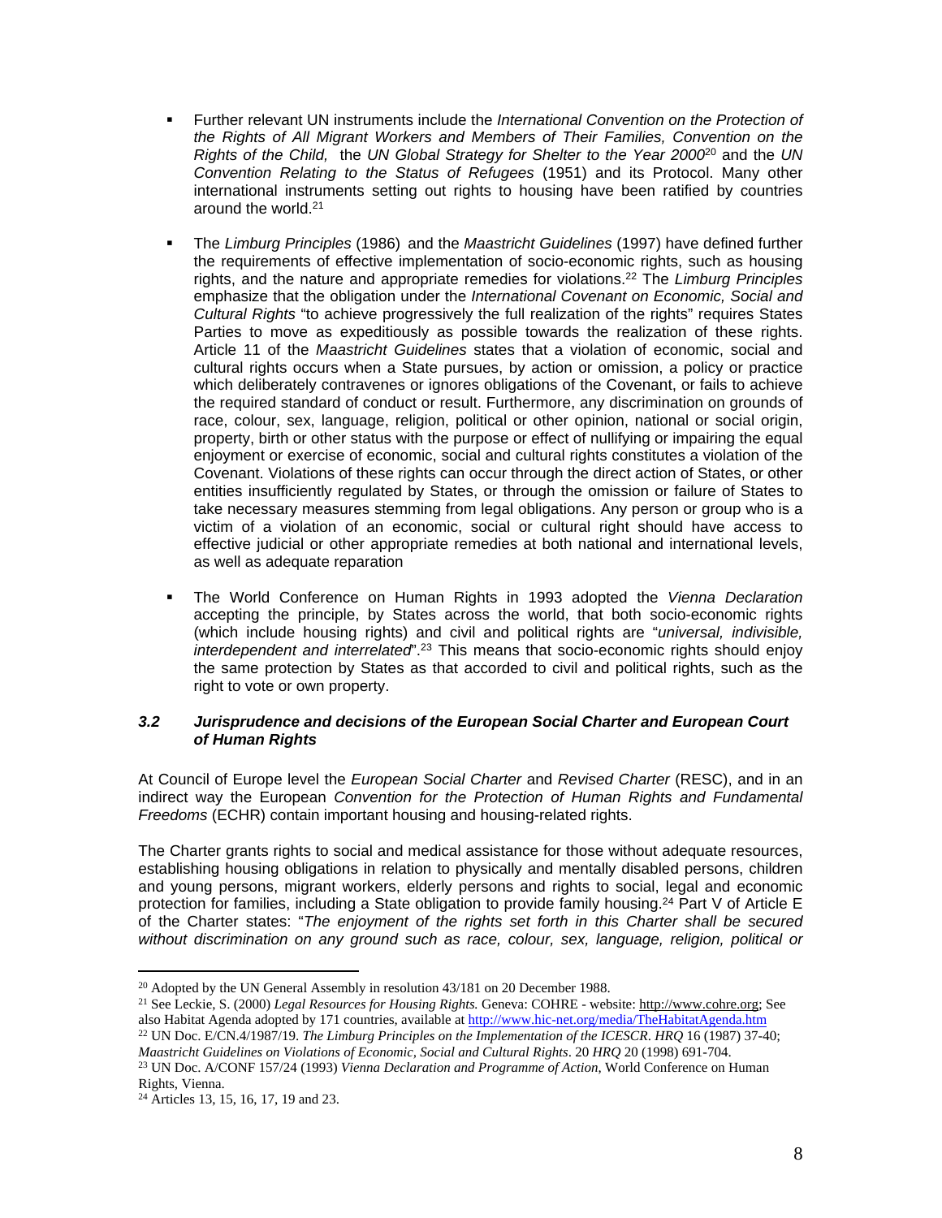- Further relevant UN instruments include the *International Convention on the Protection of the Rights of All Migrant Workers and Members of Their Families, Convention on the Rights of the Child,* the *UN Global Strategy for Shelter to the Year 2000*[20] and the *UN Convention Relating to the Status of Refugees* (1951) and its Protocol. Many other international instruments setting out rights to housing have been ratified by countries around the world.[21]

- The *Limburg Principles* (1986) and the *Maastricht Guidelines* (1997) have defined further the requirements of effective implementation of socio-economic rights, such as housing rights, and the nature and appropriate remedies for violations.[22] The *Limburg Principles* emphasize that the obligation under the *International Covenant on Economic, Social and Cultural Rights* "to achieve progressively the full realization of the rights" requires States Parties to move as expeditiously as possible towards the realization of these rights. Article 11 of the *Maastricht Guidelines* states that a violation of economic, social and cultural rights occurs when a State pursues, by action or omission, a policy or practice which deliberately contravenes or ignores obligations of the Covenant, or fails to achieve the required standard of conduct or result. Furthermore, any discrimination on grounds of race, colour, sex, language, religion, political or other opinion, national or social origin, property, birth or other status with the purpose or effect of nullifying or impairing the equal enjoyment or exercise of economic, social and cultural rights constitutes a violation of the Covenant. Violations of these rights can occur through the direct action of States, or other entities insufficiently regulated by States, or through the omission or failure of States to take necessary measures stemming from legal obligations. Any person or group who is a victim of a violation of an economic, social or cultural right should have access to effective judicial or other appropriate remedies at both national and international levels, as well as adequate reparation

- The World Conference on Human Rights in 1993 adopted the *Vienna Declaration* accepting the principle, by States across the world, that both socio-economic rights (which include housing rights) and civil and political rights are "*universal, indivisible, interdependent and interrelated*".[23] This means that socio-economic rights should enjoy the same protection by States as that accorded to civil and political rights, such as the right to vote or own property.

### *3.2 Jurisprudence and decisions of the European Social Charter and European Court of Human Rights*

At Council of Europe level the *European Social Charter* and *Revised Charter* (RESC), and in an indirect way the European *Convention for the Protection of Human Rights and Fundamental Freedoms* (ECHR) contain important housing and housing-related rights.

The Charter grants rights to social and medical assistance for those without adequate resources, establishing housing obligations in relation to physically and mentally disabled persons, children and young persons, migrant workers, elderly persons and rights to social, legal and economic protection for families, including a State obligation to provide family housing.[24] Part V of Article E of the Charter states: "*The enjoyment of the rights set forth in this Charter shall be secured without discrimination on any ground such as race, colour, sex, language, religion, political or*

---

[20] Adopted by the UN General Assembly in resolution 43/181 on 20 December 1988.

[21] See Leckie, S. (2000) *Legal Resources for Housing Rights.* Geneva: COHRE - website: http://www.cohre.org; See also Habitat Agenda adopted by 171 countries, available at http://www.hic-net.org/media/TheHabitatAgenda.htm

[22] UN Doc. E/CN.4/1987/19. *The Limburg Principles on the Implementation of the ICESCR. HRQ* 16 (1987) 37-40; *Maastricht Guidelines on Violations of Economic, Social and Cultural Rights*. 20 *HRQ* 20 (1998) 691-704.

[23] UN Doc. A/CONF 157/24 (1993) *Vienna Declaration and Programme of Action,* World Conference on Human Rights, Vienna.

[24] Articles 13, 15, 16, 17, 19 and 23.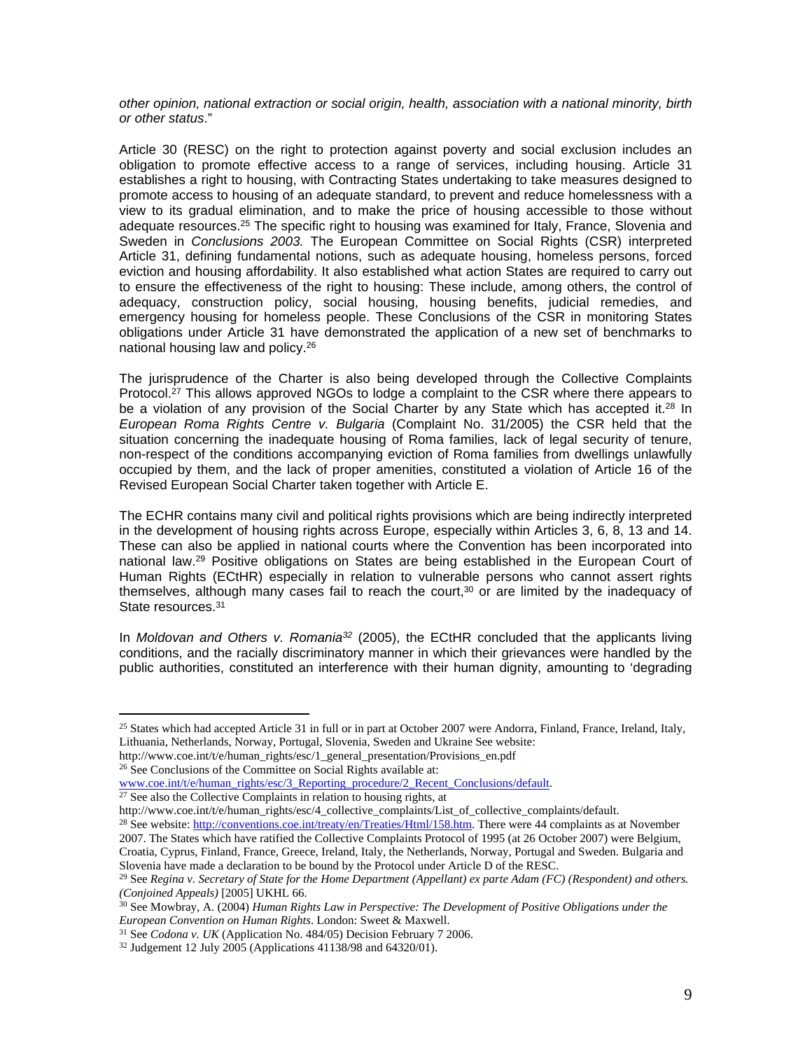*other opinion, national extraction or social origin, health, association with a national minority, birth or other status*."

Article 30 (RESC) on the right to protection against poverty and social exclusion includes an obligation to promote effective access to a range of services, including housing. Article 31 establishes a right to housing, with Contracting States undertaking to take measures designed to promote access to housing of an adequate standard, to prevent and reduce homelessness with a view to its gradual elimination, and to make the price of housing accessible to those without adequate resources.[25] The specific right to housing was examined for Italy, France, Slovenia and Sweden in *Conclusions 2003.* The European Committee on Social Rights (CSR) interpreted Article 31, defining fundamental notions, such as adequate housing, homeless persons, forced eviction and housing affordability. It also established what action States are required to carry out to ensure the effectiveness of the right to housing: These include, among others, the control of adequacy, construction policy, social housing, housing benefits, judicial remedies, and emergency housing for homeless people. These Conclusions of the CSR in monitoring States obligations under Article 31 have demonstrated the application of a new set of benchmarks to national housing law and policy.[26]

The jurisprudence of the Charter is also being developed through the Collective Complaints Protocol.[27] This allows approved NGOs to lodge a complaint to the CSR where there appears to be a violation of any provision of the Social Charter by any State which has accepted it.[28] In *European Roma Rights Centre v. Bulgaria* (Complaint No. 31/2005) the CSR held that the situation concerning the inadequate housing of Roma families, lack of legal security of tenure, non-respect of the conditions accompanying eviction of Roma families from dwellings unlawfully occupied by them, and the lack of proper amenities, constituted a violation of Article 16 of the Revised European Social Charter taken together with Article E.

The ECHR contains many civil and political rights provisions which are being indirectly interpreted in the development of housing rights across Europe, especially within Articles 3, 6, 8, 13 and 14. These can also be applied in national courts where the Convention has been incorporated into national law.[29] Positive obligations on States are being established in the European Court of Human Rights (ECtHR) especially in relation to vulnerable persons who cannot assert rights themselves, although many cases fail to reach the court,[30] or are limited by the inadequacy of State resources.[31]

In *Moldovan and Others v. Romania*[32] (2005), the ECtHR concluded that the applicants living conditions, and the racially discriminatory manner in which their grievances were handled by the public authorities, constituted an interference with their human dignity, amounting to 'degrading

---

[25] States which had accepted Article 31 in full or in part at October 2007 were Andorra, Finland, France, Ireland, Italy, Lithuania, Netherlands, Norway, Portugal, Slovenia, Sweden and Ukraine See website: http://www.coe.int/t/e/human_rights/esc/1_general_presentation/Provisions_en.pdf

[26] See Conclusions of the Committee on Social Rights available at: www.coe.int/t/e/human_rights/esc/3_Reporting_procedure/2_Recent_Conclusions/default.

[27] See also the Collective Complaints in relation to housing rights, at http://www.coe.int/t/e/human_rights/esc/4_collective_complaints/List_of_collective_complaints/default.

[28] See website: http://conventions.coe.int/treaty/en/Treaties/Html/158.htm. There were 44 complaints as at November 2007. The States which have ratified the Collective Complaints Protocol of 1995 (at 26 October 2007) were Belgium, Croatia, Cyprus, Finland, France, Greece, Ireland, Italy, the Netherlands, Norway, Portugal and Sweden. Bulgaria and Slovenia have made a declaration to be bound by the Protocol under Article D of the RESC.

[29] See *Regina v. Secretary of State for the Home Department (Appellant) ex parte Adam (FC) (Respondent) and others. (Conjoined Appeals)* [2005] UKHL 66.

[30] See Mowbray, A. (2004) *Human Rights Law in Perspective: The Development of Positive Obligations under the European Convention on Human Rights*. London: Sweet & Maxwell.

[31] See *Codona v. UK* (Application No. 484/05) Decision February 7 2006.

[32] Judgement 12 July 2005 (Applications 41138/98 and 64320/01).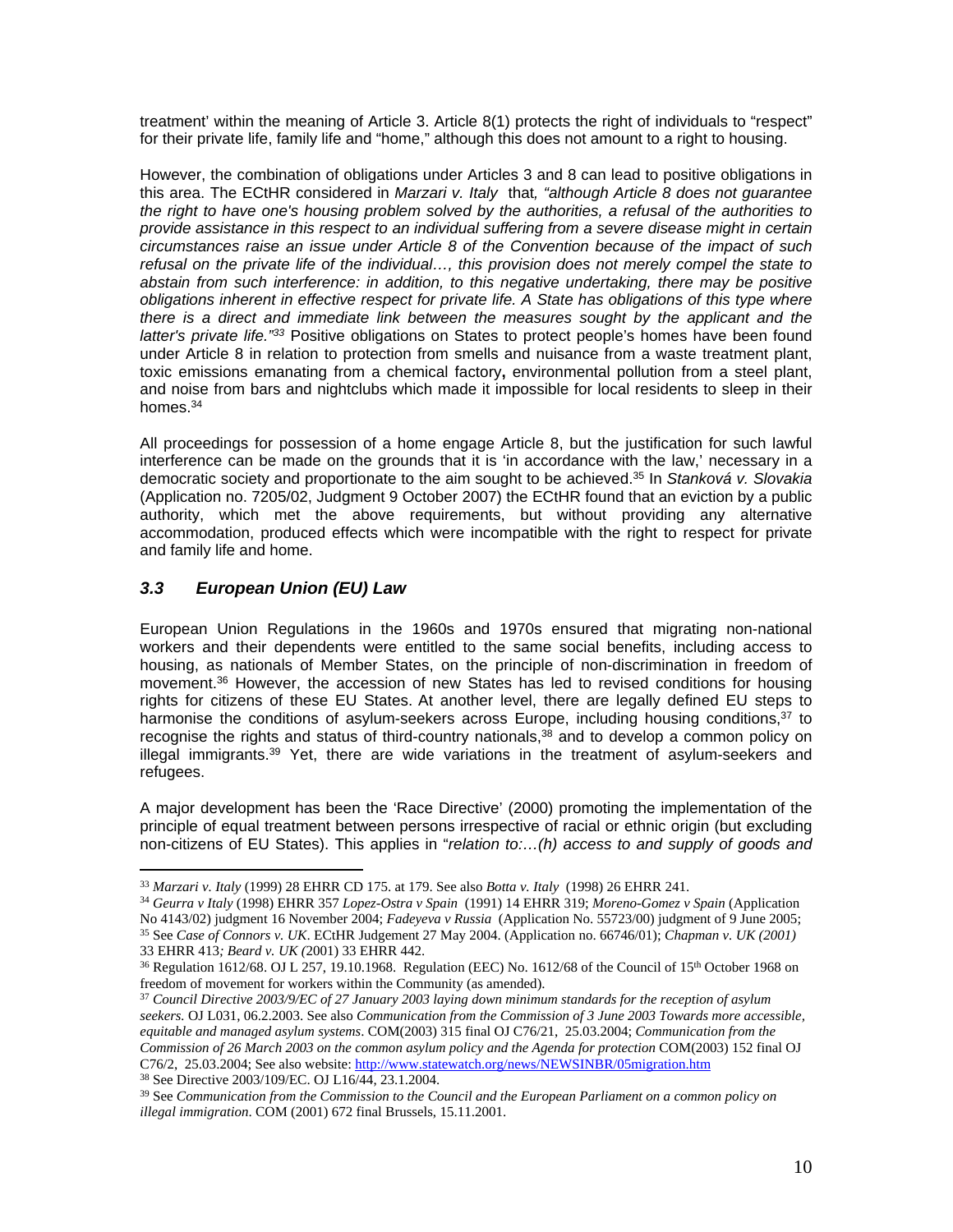treatment' within the meaning of Article 3. Article 8(1) protects the right of individuals to "respect" for their private life, family life and "home," although this does not amount to a right to housing.

However, the combination of obligations under Articles 3 and 8 can lead to positive obligations in this area. The ECtHR considered in *Marzari v. Italy* that*, "although Article 8 does not guarantee the right to have one's housing problem solved by the authorities, a refusal of the authorities to provide assistance in this respect to an individual suffering from a severe disease might in certain circumstances raise an issue under Article 8 of the Convention because of the impact of such refusal on the private life of the individual…, this provision does not merely compel the state to abstain from such interference: in addition, to this negative undertaking, there may be positive obligations inherent in effective respect for private life. A State has obligations of this type where there is a direct and immediate link between the measures sought by the applicant and the latter's private life."*[33] Positive obligations on States to protect people's homes have been found under Article 8 in relation to protection from smells and nuisance from a waste treatment plant, toxic emissions emanating from a chemical factory**,** environmental pollution from a steel plant, and noise from bars and nightclubs which made it impossible for local residents to sleep in their homes.[34]

All proceedings for possession of a home engage Article 8, but the justification for such lawful interference can be made on the grounds that it is 'in accordance with the law,' necessary in a democratic society and proportionate to the aim sought to be achieved.[35] In *Stanková v. Slovakia* (Application no. 7205/02, Judgment 9 October 2007) the ECtHR found that an eviction by a public authority, which met the above requirements, but without providing any alternative accommodation, produced effects which were incompatible with the right to respect for private and family life and home.

### *3.3 European Union (EU) Law*

European Union Regulations in the 1960s and 1970s ensured that migrating non-national workers and their dependents were entitled to the same social benefits, including access to housing, as nationals of Member States, on the principle of non-discrimination in freedom of movement.[36] However, the accession of new States has led to revised conditions for housing rights for citizens of these EU States. At another level, there are legally defined EU steps to harmonise the conditions of asylum-seekers across Europe, including housing conditions,[37] to recognise the rights and status of third-country nationals,[38] and to develop a common policy on illegal immigrants.[39] Yet, there are wide variations in the treatment of asylum-seekers and refugees.

A major development has been the 'Race Directive' (2000) promoting the implementation of the principle of equal treatment between persons irrespective of racial or ethnic origin (but excluding non-citizens of EU States). This applies in "*relation to:…(h) access to and supply of goods and*

---

[33] *Marzari v. Italy* (1999) 28 EHRR CD 175. at 179. See also *Botta v. Italy* (1998) 26 EHRR 241.

[34] *Geurra v Italy* (1998) EHRR 357 *Lopez-Ostra v Spain* (1991) 14 EHRR 319; *Moreno-Gomez v Spain* (Application No 4143/02) judgment 16 November 2004; *Fadeyeva v Russia* (Application No. 55723/00) judgment of 9 June 2005;

[35] See *Case of Connors v. UK*. ECtHR Judgement 27 May 2004. (Application no. 66746/01); *Chapman v. UK (2001)* 33 EHRR 413*; Beard v. UK (*2001) 33 EHRR 442.

[36] Regulation 1612/68. OJ L 257, 19.10.1968. Regulation (EEC) No. 1612/68 of the Council of 15th October 1968 on freedom of movement for workers within the Community (as amended).

[37] *Council Directive 2003/9/EC of 27 January 2003 laying down minimum standards for the reception of asylum seekers.* OJ L031, 06.2.2003. See also *Communication from the Commission of 3 June 2003 Towards more accessible, equitable and managed asylum systems*. COM(2003) 315 final OJ C76/21, 25.03.2004; *Communication from the Commission of 26 March 2003 on the common asylum policy and the Agenda for protection* COM(2003) 152 final OJ C76/2, 25.03.2004; See also website: http://www.statewatch.org/news/NEWSINBR/05migration.htm

[38] See Directive 2003/109/EC. OJ L16/44, 23.1.2004.

[39] See *Communication from the Commission to the Council and the European Parliament on a common policy on illegal immigration*. COM (2001) 672 final Brussels, 15.11.2001.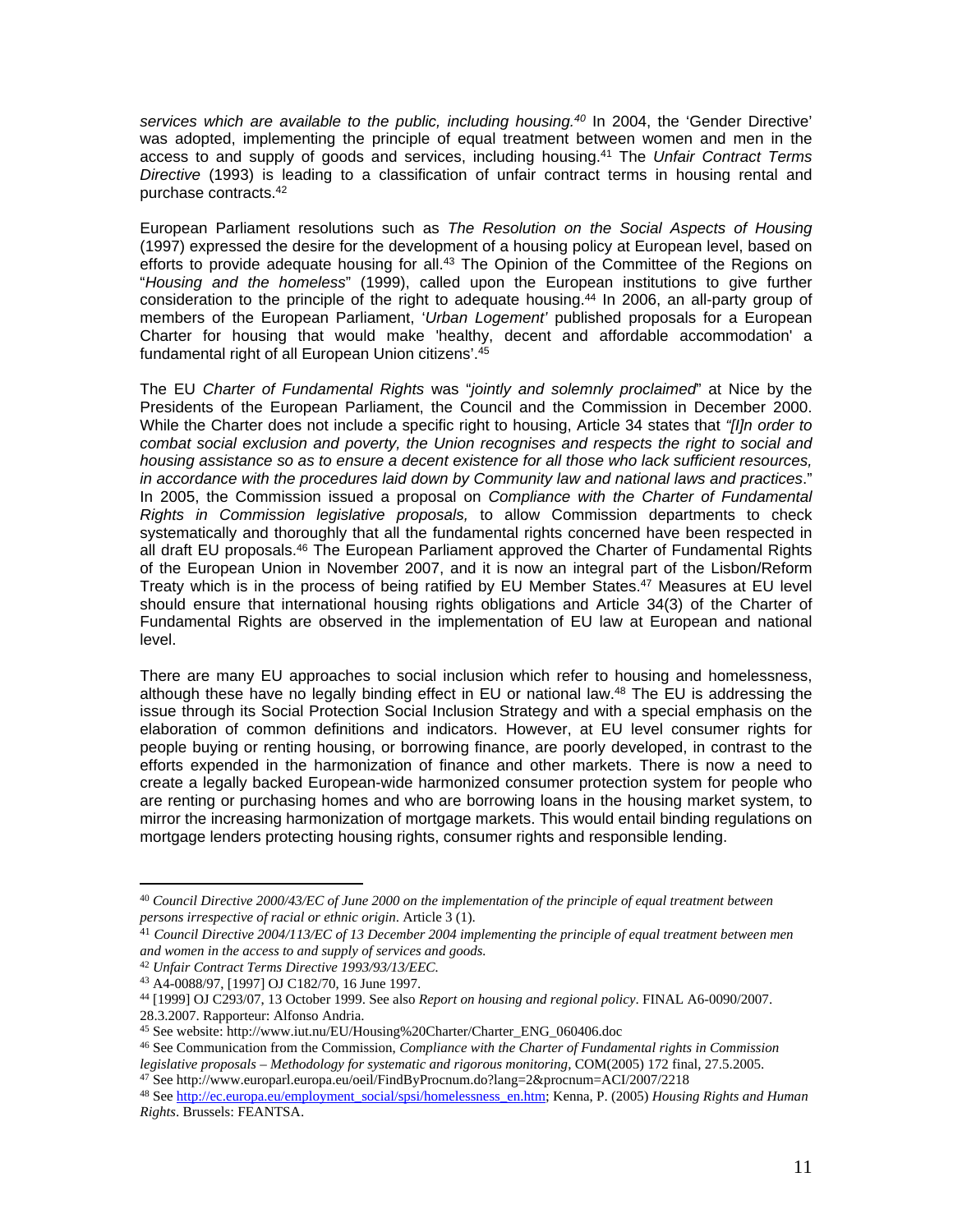*services which are available to the public, including housing.*[40] In 2004, the 'Gender Directive' was adopted, implementing the principle of equal treatment between women and men in the access to and supply of goods and services, including housing.[41] The *Unfair Contract Terms Directive* (1993) is leading to a classification of unfair contract terms in housing rental and purchase contracts.[42]

European Parliament resolutions such as *The Resolution on the Social Aspects of Housing* (1997) expressed the desire for the development of a housing policy at European level, based on efforts to provide adequate housing for all.[43] The Opinion of the Committee of the Regions on "*Housing and the homeless*" (1999), called upon the European institutions to give further consideration to the principle of the right to adequate housing.[44] In 2006, an all-party group of members of the European Parliament, '*Urban Logement'* published proposals for a European Charter for housing that would make 'healthy, decent and affordable accommodation' a fundamental right of all European Union citizens'.[45]

The EU *Charter of Fundamental Rights* was "*jointly and solemnly proclaimed*" at Nice by the Presidents of the European Parliament, the Council and the Commission in December 2000. While the Charter does not include a specific right to housing, Article 34 states that *"[I]n order to combat social exclusion and poverty, the Union recognises and respects the right to social and housing assistance so as to ensure a decent existence for all those who lack sufficient resources, in accordance with the procedures laid down by Community law and national laws and practices*." In 2005, the Commission issued a proposal on *Compliance with the Charter of Fundamental Rights in Commission legislative proposals,* to allow Commission departments to check systematically and thoroughly that all the fundamental rights concerned have been respected in all draft EU proposals.[46] The European Parliament approved the Charter of Fundamental Rights of the European Union in November 2007, and it is now an integral part of the Lisbon/Reform Treaty which is in the process of being ratified by EU Member States.[47] Measures at EU level should ensure that international housing rights obligations and Article 34(3) of the Charter of Fundamental Rights are observed in the implementation of EU law at European and national level.

There are many EU approaches to social inclusion which refer to housing and homelessness, although these have no legally binding effect in EU or national law.[48] The EU is addressing the issue through its Social Protection Social Inclusion Strategy and with a special emphasis on the elaboration of common definitions and indicators. However, at EU level consumer rights for people buying or renting housing, or borrowing finance, are poorly developed, in contrast to the efforts expended in the harmonization of finance and other markets. There is now a need to create a legally backed European-wide harmonized consumer protection system for people who are renting or purchasing homes and who are borrowing loans in the housing market system, to mirror the increasing harmonization of mortgage markets. This would entail binding regulations on mortgage lenders protecting housing rights, consumer rights and responsible lending.

---

[40] *Council Directive 2000/43/EC of June 2000 on the implementation of the principle of equal treatment between persons irrespective of racial or ethnic origin*. Article 3 (1).

[41] *Council Directive 2004/113/EC of 13 December 2004 implementing the principle of equal treatment between men and women in the access to and supply of services and goods.*

[42] *Unfair Contract Terms Directive 1993/93/13/EEC.*

[43] A4-0088/97, [1997] OJ C182/70, 16 June 1997.

[44] [1999] OJ C293/07, 13 October 1999. See also *Report on housing and regional policy*. FINAL A6-0090/2007. 28.3.2007. Rapporteur: Alfonso Andria.

[45] See website: http://www.iut.nu/EU/Housing%20Charter/Charter_ENG_060406.doc

[46] See Communication from the Commission, *Compliance with the Charter of Fundamental rights in Commission legislative proposals – Methodology for systematic and rigorous monitoring*, COM(2005) 172 final, 27.5.2005.

[47] See http://www.europarl.europa.eu/oeil/FindByProcnum.do?lang=2&procnum=ACI/2007/2218

[48] See http://ec.europa.eu/employment_social/spsi/homelessness_en.htm; Kenna, P. (2005) *Housing Rights and Human Rights*. Brussels: FEANTSA.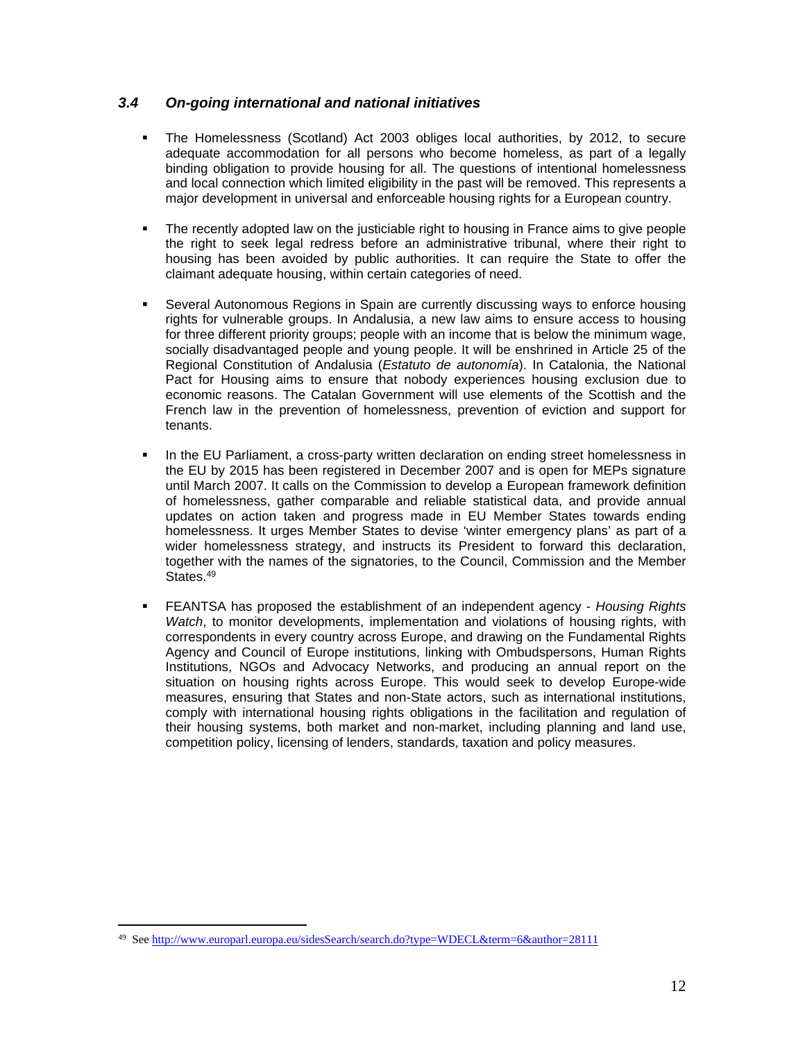### *3.4 On-going international and national initiatives*

- The Homelessness (Scotland) Act 2003 obliges local authorities, by 2012, to secure adequate accommodation for all persons who become homeless, as part of a legally binding obligation to provide housing for all. The questions of intentional homelessness and local connection which limited eligibility in the past will be removed. This represents a major development in universal and enforceable housing rights for a European country.

- The recently adopted law on the justiciable right to housing in France aims to give people the right to seek legal redress before an administrative tribunal, where their right to housing has been avoided by public authorities. It can require the State to offer the claimant adequate housing, within certain categories of need.

- Several Autonomous Regions in Spain are currently discussing ways to enforce housing rights for vulnerable groups. In Andalusia, a new law aims to ensure access to housing for three different priority groups; people with an income that is below the minimum wage, socially disadvantaged people and young people. It will be enshrined in Article 25 of the Regional Constitution of Andalusia (*Estatuto de autonomía*). In Catalonia, the National Pact for Housing aims to ensure that nobody experiences housing exclusion due to economic reasons. The Catalan Government will use elements of the Scottish and the French law in the prevention of homelessness, prevention of eviction and support for tenants.

- In the EU Parliament, a cross-party written declaration on ending street homelessness in the EU by 2015 has been registered in December 2007 and is open for MEPs signature until March 2007. It calls on the Commission to develop a European framework definition of homelessness, gather comparable and reliable statistical data, and provide annual updates on action taken and progress made in EU Member States towards ending homelessness. It urges Member States to devise 'winter emergency plans' as part of a wider homelessness strategy, and instructs its President to forward this declaration, together with the names of the signatories, to the Council, Commission and the Member States.[49]

- FEANTSA has proposed the establishment of an independent agency - *Housing Rights Watch*, to monitor developments, implementation and violations of housing rights, with correspondents in every country across Europe, and drawing on the Fundamental Rights Agency and Council of Europe institutions, linking with Ombudspersons, Human Rights Institutions, NGOs and Advocacy Networks, and producing an annual report on the situation on housing rights across Europe. This would seek to develop Europe-wide measures, ensuring that States and non-State actors, such as international institutions, comply with international housing rights obligations in the facilitation and regulation of their housing systems, both market and non-market, including planning and land use, competition policy, licensing of lenders, standards, taxation and policy measures.

---

[49] See http://www.europarl.europa.eu/sidesSearch/search.do?type=WDECL&term=6&author=28111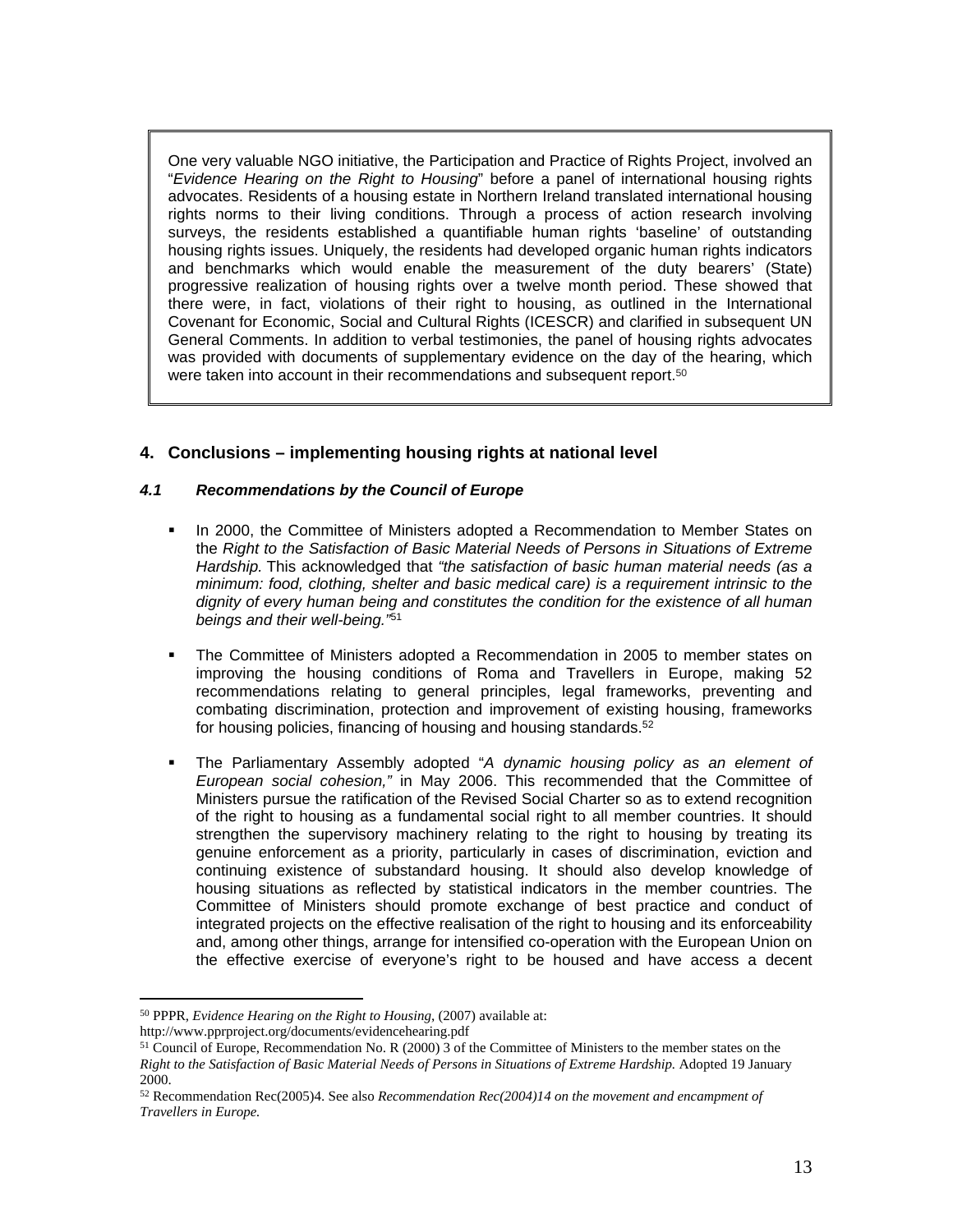> One very valuable NGO initiative, the Participation and Practice of Rights Project, involved an "*Evidence Hearing on the Right to Housing*" before a panel of international housing rights advocates. Residents of a housing estate in Northern Ireland translated international housing rights norms to their living conditions. Through a process of action research involving surveys, the residents established a quantifiable human rights 'baseline' of outstanding housing rights issues. Uniquely, the residents had developed organic human rights indicators and benchmarks which would enable the measurement of the duty bearers' (State) progressive realization of housing rights over a twelve month period. These showed that there were, in fact, violations of their right to housing, as outlined in the International Covenant for Economic, Social and Cultural Rights (ICESCR) and clarified in subsequent UN General Comments. In addition to verbal testimonies, the panel of housing rights advocates was provided with documents of supplementary evidence on the day of the hearing, which were taken into account in their recommendations and subsequent report.[50]

## 4. Conclusions – implementing housing rights at national level

### *4.1 Recommendations by the Council of Europe*

- In 2000, the Committee of Ministers adopted a Recommendation to Member States on the *Right to the Satisfaction of Basic Material Needs of Persons in Situations of Extreme Hardship.* This acknowledged that *"the satisfaction of basic human material needs (as a minimum: food, clothing, shelter and basic medical care) is a requirement intrinsic to the dignity of every human being and constitutes the condition for the existence of all human beings and their well-being."*[51]

- The Committee of Ministers adopted a Recommendation in 2005 to member states on improving the housing conditions of Roma and Travellers in Europe, making 52 recommendations relating to general principles, legal frameworks, preventing and combating discrimination, protection and improvement of existing housing, frameworks for housing policies, financing of housing and housing standards.[52]

- The Parliamentary Assembly adopted "*A dynamic housing policy as an element of European social cohesion,"* in May 2006. This recommended that the Committee of Ministers pursue the ratification of the Revised Social Charter so as to extend recognition of the right to housing as a fundamental social right to all member countries. It should strengthen the supervisory machinery relating to the right to housing by treating its genuine enforcement as a priority, particularly in cases of discrimination, eviction and continuing existence of substandard housing. It should also develop knowledge of housing situations as reflected by statistical indicators in the member countries. The Committee of Ministers should promote exchange of best practice and conduct of integrated projects on the effective realisation of the right to housing and its enforceability and, among other things, arrange for intensified co-operation with the European Union on the effective exercise of everyone's right to be housed and have access a decent

---

[50] PPPR, *Evidence Hearing on the Right to Housing*, (2007) available at: http://www.pprproject.org/documents/evidencehearing.pdf

[51] Council of Europe, Recommendation No. R (2000) 3 of the Committee of Ministers to the member states on the *Right to the Satisfaction of Basic Material Needs of Persons in Situations of Extreme Hardship.* Adopted 19 January 2000.

[52] Recommendation Rec(2005)4. See also *Recommendation Rec(2004)14 on the movement and encampment of Travellers in Europe.*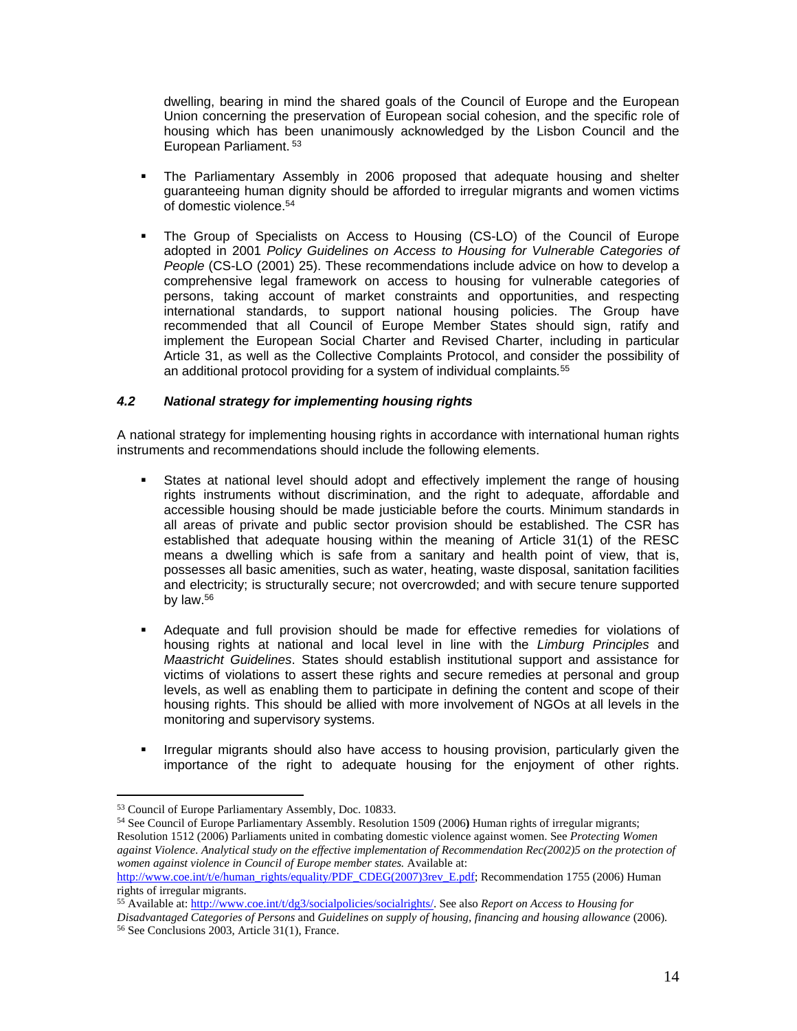dwelling, bearing in mind the shared goals of the Council of Europe and the European Union concerning the preservation of European social cohesion, and the specific role of housing which has been unanimously acknowledged by the Lisbon Council and the European Parliament. [53]

- The Parliamentary Assembly in 2006 proposed that adequate housing and shelter guaranteeing human dignity should be afforded to irregular migrants and women victims of domestic violence.[54]

- The Group of Specialists on Access to Housing (CS-LO) of the Council of Europe adopted in 2001 *Policy Guidelines on Access to Housing for Vulnerable Categories of People* (CS-LO (2001) 25). These recommendations include advice on how to develop a comprehensive legal framework on access to housing for vulnerable categories of persons, taking account of market constraints and opportunities, and respecting international standards, to support national housing policies. The Group have recommended that all Council of Europe Member States should sign, ratify and implement the European Social Charter and Revised Charter, including in particular Article 31, as well as the Collective Complaints Protocol, and consider the possibility of an additional protocol providing for a system of individual complaints.[55]

### *4.2 National strategy for implementing housing rights*

A national strategy for implementing housing rights in accordance with international human rights instruments and recommendations should include the following elements.

- States at national level should adopt and effectively implement the range of housing rights instruments without discrimination, and the right to adequate, affordable and accessible housing should be made justiciable before the courts. Minimum standards in all areas of private and public sector provision should be established. The CSR has established that adequate housing within the meaning of Article 31(1) of the RESC means a dwelling which is safe from a sanitary and health point of view, that is, possesses all basic amenities, such as water, heating, waste disposal, sanitation facilities and electricity; is structurally secure; not overcrowded; and with secure tenure supported by law.[56]

- Adequate and full provision should be made for effective remedies for violations of housing rights at national and local level in line with the *Limburg Principles* and *Maastricht Guidelines*. States should establish institutional support and assistance for victims of violations to assert these rights and secure remedies at personal and group levels, as well as enabling them to participate in defining the content and scope of their housing rights. This should be allied with more involvement of NGOs at all levels in the monitoring and supervisory systems.

- Irregular migrants should also have access to housing provision, particularly given the importance of the right to adequate housing for the enjoyment of other rights.

---

[53] Council of Europe Parliamentary Assembly, Doc. 10833.

[54] See Council of Europe Parliamentary Assembly. Resolution 1509 (2006) Human rights of irregular migrants; Resolution 1512 (2006) Parliaments united in combating domestic violence against women. See *Protecting Women against Violence. Analytical study on the effective implementation of Recommendation Rec(2002)5 on the protection of women against violence in Council of Europe member states.* Available at: http://www.coe.int/t/e/human_rights/equality/PDF_CDEG(2007)3rev_E.pdf; Recommendation 1755 (2006) Human rights of irregular migrants.

[55] Available at: http://www.coe.int/t/dg3/socialpolicies/socialrights/. See also *Report on Access to Housing for Disadvantaged Categories of Persons* and *Guidelines on supply of housing, financing and housing allowance* (2006).

[56] See Conclusions 2003, Article 31(1), France.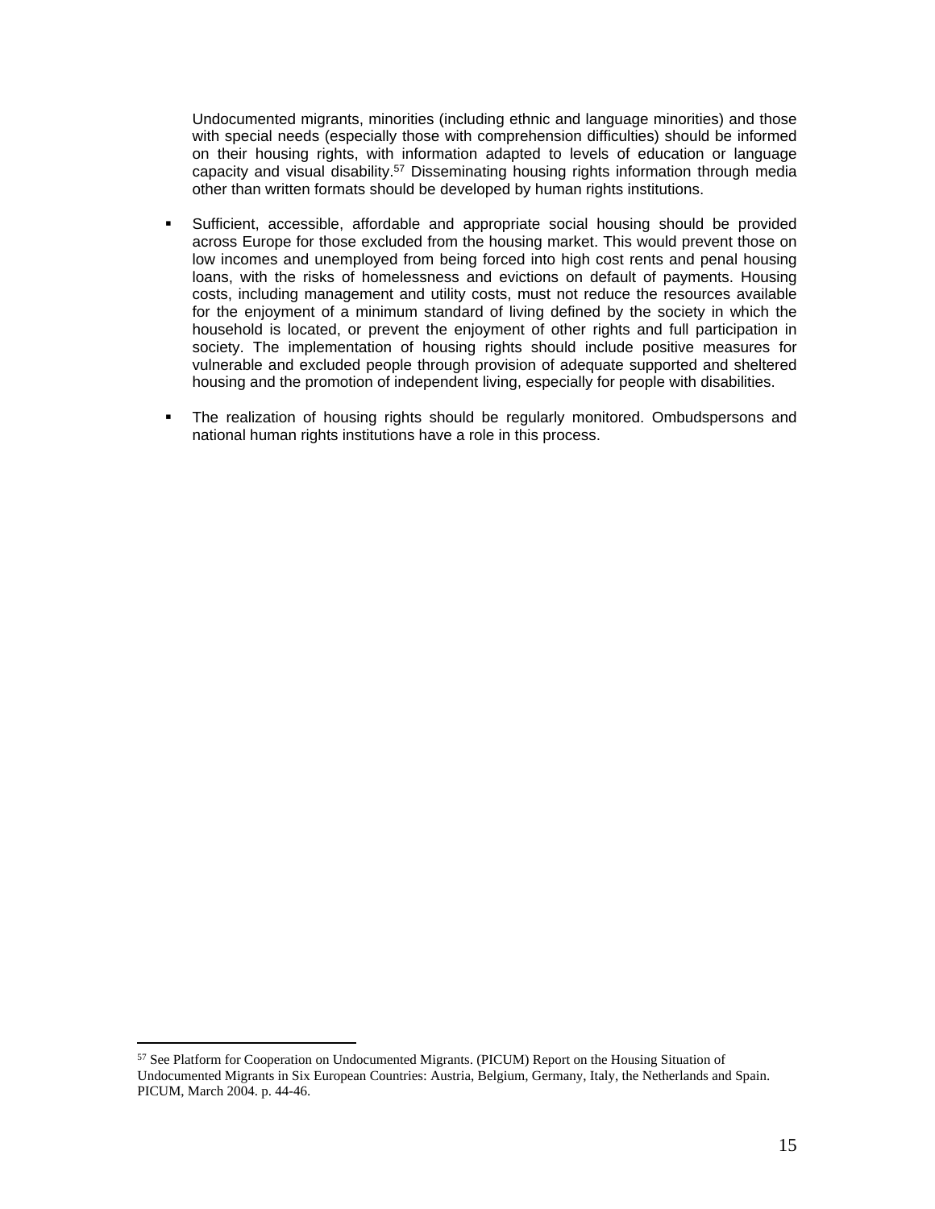Undocumented migrants, minorities (including ethnic and language minorities) and those with special needs (especially those with comprehension difficulties) should be informed on their housing rights, with information adapted to levels of education or language capacity and visual disability.[57] Disseminating housing rights information through media other than written formats should be developed by human rights institutions.

- Sufficient, accessible, affordable and appropriate social housing should be provided across Europe for those excluded from the housing market. This would prevent those on low incomes and unemployed from being forced into high cost rents and penal housing loans, with the risks of homelessness and evictions on default of payments. Housing costs, including management and utility costs, must not reduce the resources available for the enjoyment of a minimum standard of living defined by the society in which the household is located, or prevent the enjoyment of other rights and full participation in society. The implementation of housing rights should include positive measures for vulnerable and excluded people through provision of adequate supported and sheltered housing and the promotion of independent living, especially for people with disabilities.

- The realization of housing rights should be regularly monitored. Ombudspersons and national human rights institutions have a role in this process.

[57] See Platform for Cooperation on Undocumented Migrants. (PICUM) Report on the Housing Situation of Undocumented Migrants in Six European Countries: Austria, Belgium, Germany, Italy, the Netherlands and Spain. PICUM, March 2004. p. 44-46.